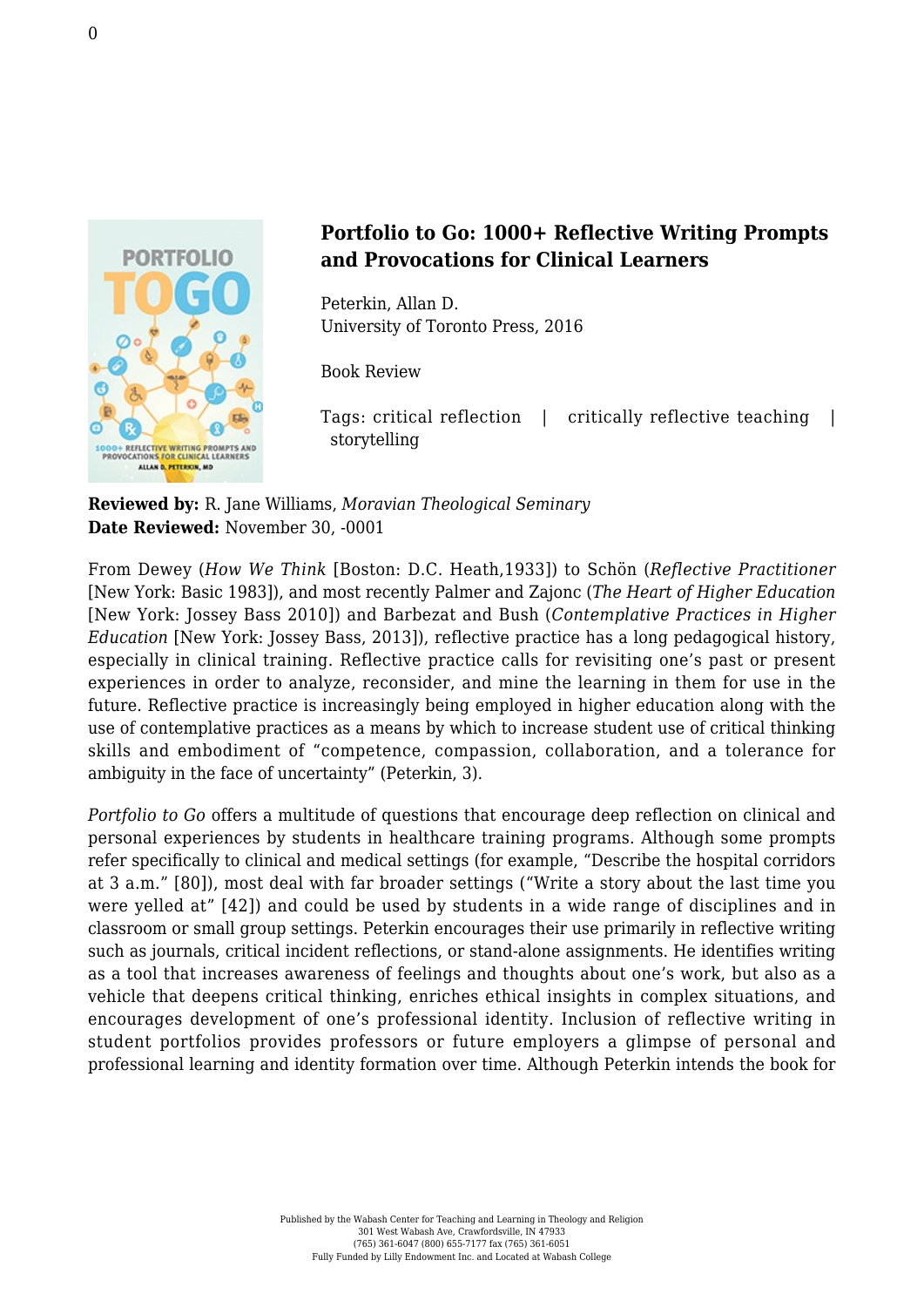# Portfolio to Go: 1000+ Reflective Writing Prompts and Provocations for Clinical Learners

Peterkin, Allan D.
University of Toronto Press, 2016

Book Review

Tags: critical reflection | critically reflective teaching | storytelling

**Reviewed by:** R. Jane Williams, *Moravian Theological Seminary*
**Date Reviewed:** November 30, -0001

From Dewey (*How We Think* [Boston: D.C. Heath,1933]) to Schön (*Reflective Practitioner* [New York: Basic 1983]), and most recently Palmer and Zajonc (*The Heart of Higher Education* [New York: Jossey Bass 2010]) and Barbezat and Bush (*Contemplative Practices in Higher Education* [New York: Jossey Bass, 2013]), reflective practice has a long pedagogical history, especially in clinical training. Reflective practice calls for revisiting one's past or present experiences in order to analyze, reconsider, and mine the learning in them for use in the future. Reflective practice is increasingly being employed in higher education along with the use of contemplative practices as a means by which to increase student use of critical thinking skills and embodiment of "competence, compassion, collaboration, and a tolerance for ambiguity in the face of uncertainty" (Peterkin, 3).

*Portfolio to Go* offers a multitude of questions that encourage deep reflection on clinical and personal experiences by students in healthcare training programs. Although some prompts refer specifically to clinical and medical settings (for example, "Describe the hospital corridors at 3 a.m." [80]), most deal with far broader settings ("Write a story about the last time you were yelled at" [42]) and could be used by students in a wide range of disciplines and in classroom or small group settings. Peterkin encourages their use primarily in reflective writing such as journals, critical incident reflections, or stand-alone assignments. He identifies writing as a tool that increases awareness of feelings and thoughts about one's work, but also as a vehicle that deepens critical thinking, enriches ethical insights in complex situations, and encourages development of one's professional identity. Inclusion of reflective writing in student portfolios provides professors or future employers a glimpse of personal and professional learning and identity formation over time. Although Peterkin intends the book for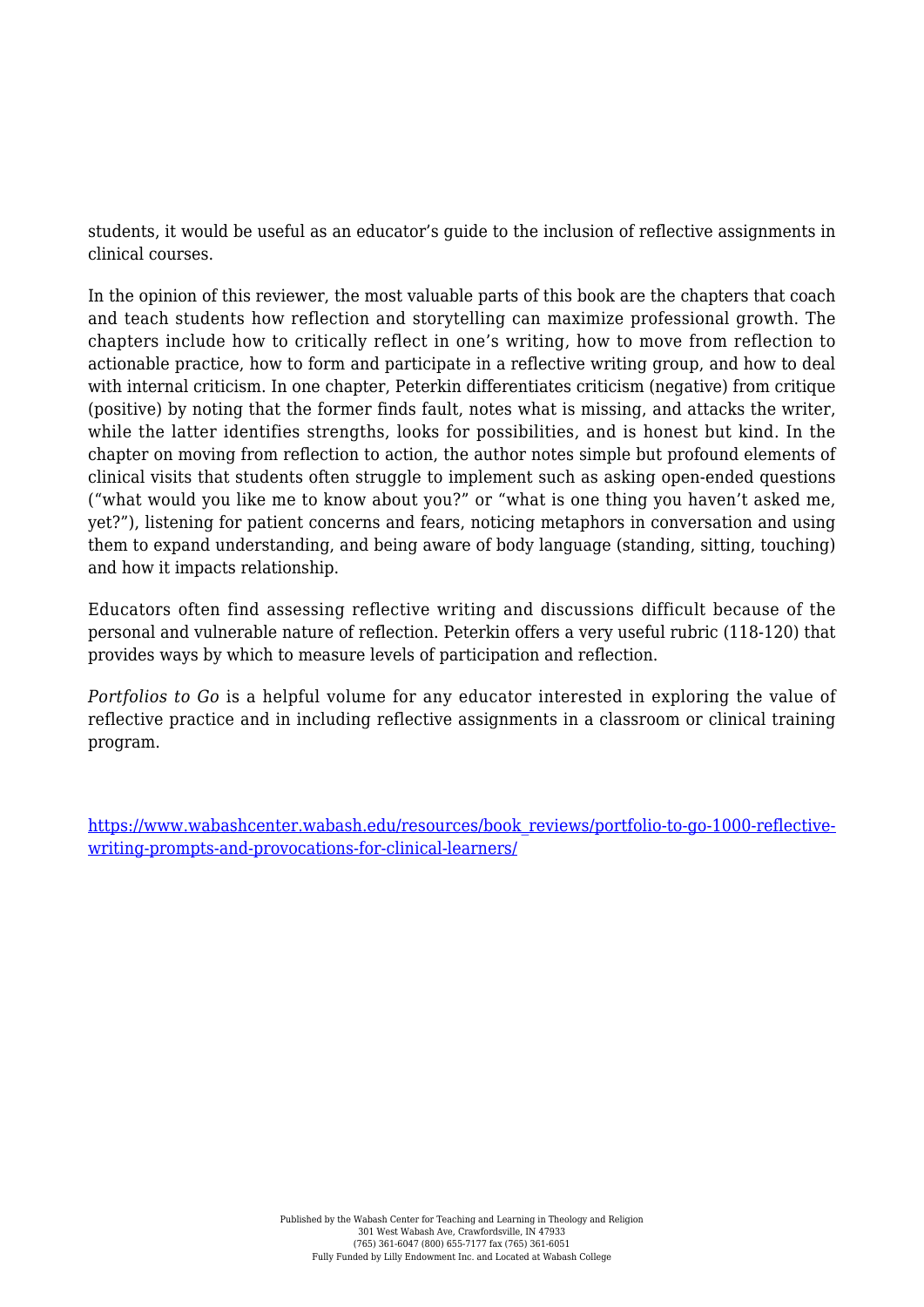students, it would be useful as an educator's guide to the inclusion of reflective assignments in clinical courses.

In the opinion of this reviewer, the most valuable parts of this book are the chapters that coach and teach students how reflection and storytelling can maximize professional growth. The chapters include how to critically reflect in one's writing, how to move from reflection to actionable practice, how to form and participate in a reflective writing group, and how to deal with internal criticism. In one chapter, Peterkin differentiates criticism (negative) from critique (positive) by noting that the former finds fault, notes what is missing, and attacks the writer, while the latter identifies strengths, looks for possibilities, and is honest but kind. In the chapter on moving from reflection to action, the author notes simple but profound elements of clinical visits that students often struggle to implement such as asking open-ended questions ("what would you like me to know about you?" or "what is one thing you haven't asked me, yet?"), listening for patient concerns and fears, noticing metaphors in conversation and using them to expand understanding, and being aware of body language (standing, sitting, touching) and how it impacts relationship.

Educators often find assessing reflective writing and discussions difficult because of the personal and vulnerable nature of reflection. Peterkin offers a very useful rubric (118-120) that provides ways by which to measure levels of participation and reflection.

*Portfolios to Go* is a helpful volume for any educator interested in exploring the value of reflective practice and in including reflective assignments in a classroom or clinical training program.

[https://www.wabashcenter.wabash.edu/resources/book_reviews/portfolio-to-go-1000-reflective-writing-prompts-and-provocations-for-clinical-learners/](https://www.wabashcenter.wabash.edu/resources/book_reviews/portfolio-to-go-1000-reflective-writing-prompts-and-provocations-for-clinical-learners/)

Published by the Wabash Center for Teaching and Learning in Theology and Religion
301 West Wabash Ave, Crawfordsville, IN 47933
(765) 361-6047 (800) 655-7177 fax (765) 361-6051
Fully Funded by Lilly Endowment Inc. and Located at Wabash College